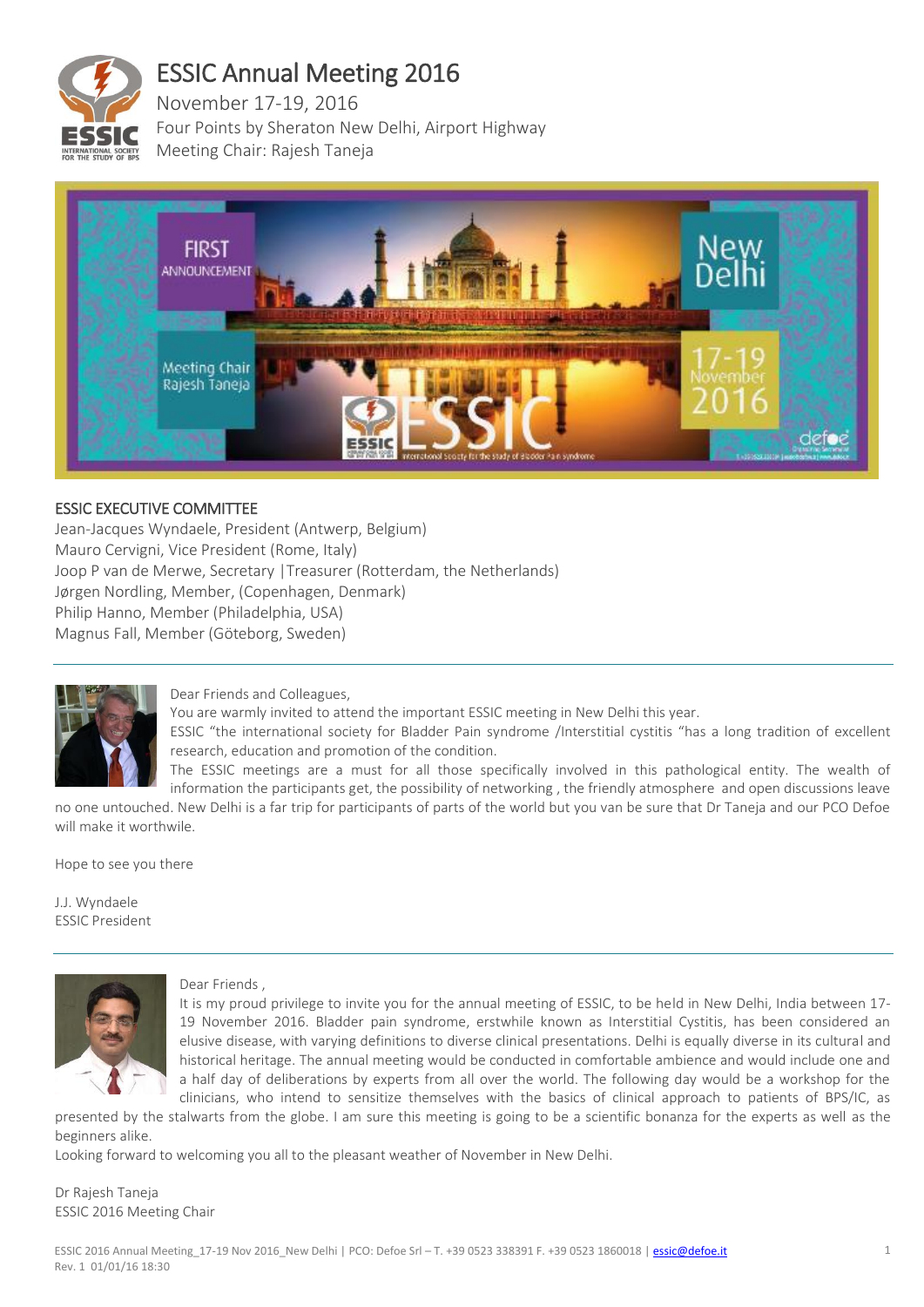# ESSIC Annual Meeting 2016

November 17-19, 2016
Four Points by Sheraton New Delhi, Airport Highway
Meeting Chair: Rajesh Taneja

## ESSIC EXECUTIVE COMMITTEE

Jean-Jacques Wyndaele, President (Antwerp, Belgium)
Mauro Cervigni, Vice President (Rome, Italy)
Joop P van de Merwe, Secretary |Treasurer (Rotterdam, the Netherlands)
Jørgen Nordling, Member, (Copenhagen, Denmark)
Philip Hanno, Member (Philadelphia, USA)
Magnus Fall, Member (Göteborg, Sweden)

---

Dear Friends and Colleagues,

You are warmly invited to attend the important ESSIC meeting in New Delhi this year.

ESSIC "the international society for Bladder Pain syndrome /Interstitial cystitis "has a long tradition of excellent research, education and promotion of the condition.

The ESSIC meetings are a must for all those specifically involved in this pathological entity. The wealth of information the participants get, the possibility of networking , the friendly atmosphere and open discussions leave no one untouched. New Delhi is a far trip for participants of parts of the world but you van be sure that Dr Taneja and our PCO Defoe will make it worthwile.

Hope to see you there

J.J. Wyndaele
ESSIC President

---

Dear Friends ,

It is my proud privilege to invite you for the annual meeting of ESSIC, to be held in New Delhi, India between 17-19 November 2016. Bladder pain syndrome, erstwhile known as Interstitial Cystitis, has been considered an elusive disease, with varying definitions to diverse clinical presentations. Delhi is equally diverse in its cultural and historical heritage. The annual meeting would be conducted in comfortable ambience and would include one and a half day of deliberations by experts from all over the world. The following day would be a workshop for the clinicians, who intend to sensitize themselves with the basics of clinical approach to patients of BPS/IC, as presented by the stalwarts from the globe. I am sure this meeting is going to be a scientific bonanza for the experts as well as the beginners alike.

Looking forward to welcoming you all to the pleasant weather of November in New Delhi.

Dr Rajesh Taneja
ESSIC 2016 Meeting Chair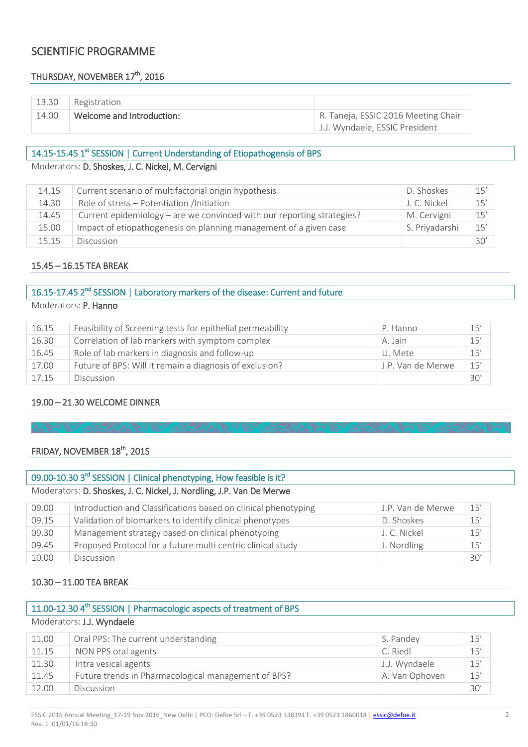# SCIENTIFIC PROGRAMME

## THURSDAY, NOVEMBER 17th, 2016

| | | |
|---|---|---|
| 13.30 | Registration | |
| 14.00 | **Welcome and Introduction:** | R. Taneja, ESSIC 2016 Meeting Chair<br>J.J. Wyndaele, ESSIC President |

### 14.15-15.45 1st SESSION | Current Understanding of Etiopathogensis of BPS

Moderators: **D. Shoskes, J. C. Nickel, M. Cervigni**

| | | | |
|---|---|---|---|
| 14.15 | Current scenario of multifactorial origin hypothesis | D. Shoskes | 15' |
| 14.30 | Role of stress – Potentiation /Initiation | J. C. Nickel | 15' |
| 14.45 | Current epidemiology – are we convinced with our reporting strategies? | M. Cervigni | 15' |
| 15.00 | Impact of etiopathogenesis on planning management of a given case | S. Priyadarshi | 15' |
| 15.15 | Discussion | | 30' |

### 15.45 – 16.15 TEA BREAK

### 16.15-17.45 2nd SESSION | Laboratory markers of the disease: Current and future

Moderators: **P. Hanno**

| | | | |
|---|---|---|---|
| 16.15 | Feasibility of Screening tests for epithelial permeability | P. Hanno | 15' |
| 16.30 | Correlation of lab markers with symptom complex | A. Jain | 15' |
| 16.45 | Role of lab markers in diagnosis and follow-up | U. Mete | 15' |
| 17.00 | Future of BPS: Will it remain a diagnosis of exclusion? | J.P. Van de Merwe | 15' |
| 17.15 | Discussion | | 30' |

### 19.00 – 21.30 WELCOME DINNER

## FRIDAY, NOVEMBER 18th, 2015

### 09.00-10.30 3rd SESSION | Clinical phenotyping, How feasible is it?

Moderators: **D. Shoskes, J. C. Nickel, J. Nordling, J.P. Van De Merwe**

| | | | |
|---|---|---|---|
| 09.00 | Introduction and Classifications based on clinical phenotyping | J.P. Van de Merwe | 15' |
| 09.15 | Validation of biomarkers to identify clinical phenotypes | D. Shoskes | 15' |
| 09.30 | Management strategy based on clinical phenotyping | J. C. Nickel | 15' |
| 09.45 | Proposed Protocol for a future multi centric clinical study | J. Nordling | 15' |
| 10.00 | Discussion | | 30' |

### 10.30 – 11.00 TEA BREAK

### 11.00-12.30 4th SESSION | Pharmacologic aspects of treatment of BPS

Moderators: **J.J. Wyndaele**

| | | | |
|---|---|---|---|
| 11.00 | Oral PPS: The current understanding | S. Pandey | 15' |
| 11.15 | NON PPS oral agents | C. Riedl | 15' |
| 11.30 | Intra vesical agents | J.J. Wyndaele | 15' |
| 11.45 | Future trends in Pharmacological management of BPS? | A. Van Ophoven | 15' |
| 12.00 | Discussion | | 30' |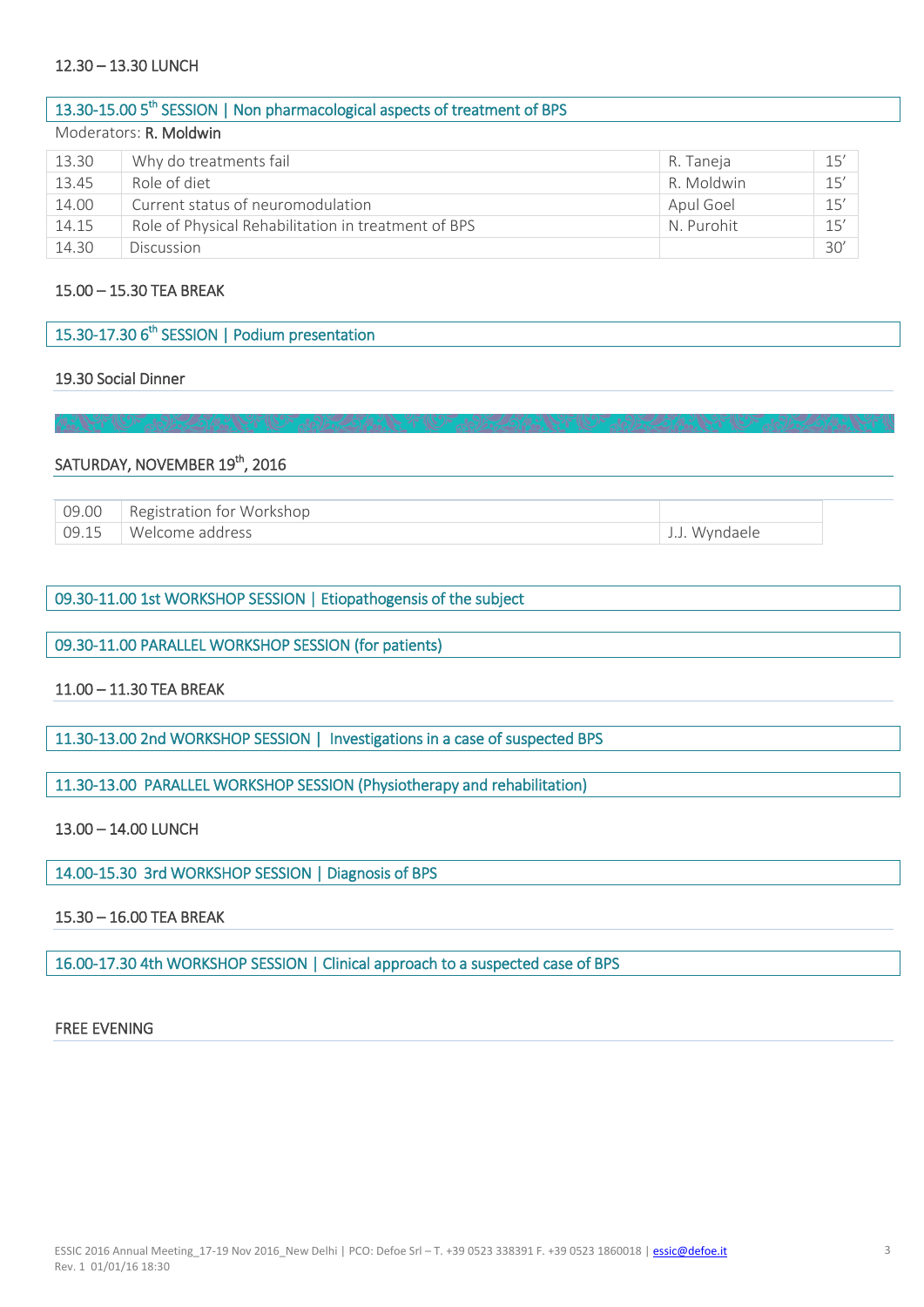12.30 – 13.30 LUNCH

## 13.30-15.00 5th SESSION | Non pharmacological aspects of treatment of BPS

Moderators: **R. Moldwin**

| | | | |
|---|---|---|---|
| 13.30 | Why do treatments fail | R. Taneja | 15’ |
| 13.45 | Role of diet | R. Moldwin | 15’ |
| 14.00 | Current status of neuromodulation | Apul Goel | 15’ |
| 14.15 | Role of Physical Rehabilitation in treatment of BPS | N. Purohit | 15’ |
| 14.30 | Discussion | | 30’ |

15.00 – 15.30 TEA BREAK

## 15.30-17.30 6th SESSION | Podium presentation

19.30 Social Dinner

# SATURDAY, NOVEMBER 19th, 2016

| | | |
|---|---|---|
| 09.00 | Registration for Workshop | |
| 09.15 | Welcome address | J.J. Wyndaele |

## 09.30-11.00 1st WORKSHOP SESSION | Etiopathogensis of the subject

## 09.30-11.00 PARALLEL WORKSHOP SESSION (for patients)

11.00 – 11.30 TEA BREAK

## 11.30-13.00 2nd WORKSHOP SESSION | Investigations in a case of suspected BPS

## 11.30-13.00 PARALLEL WORKSHOP SESSION (Physiotherapy and rehabilitation)

13.00 – 14.00 LUNCH

## 14.00-15.30 3rd WORKSHOP SESSION | Diagnosis of BPS

15.30 – 16.00 TEA BREAK

## 16.00-17.30 4th WORKSHOP SESSION | Clinical approach to a suspected case of BPS

FREE EVENING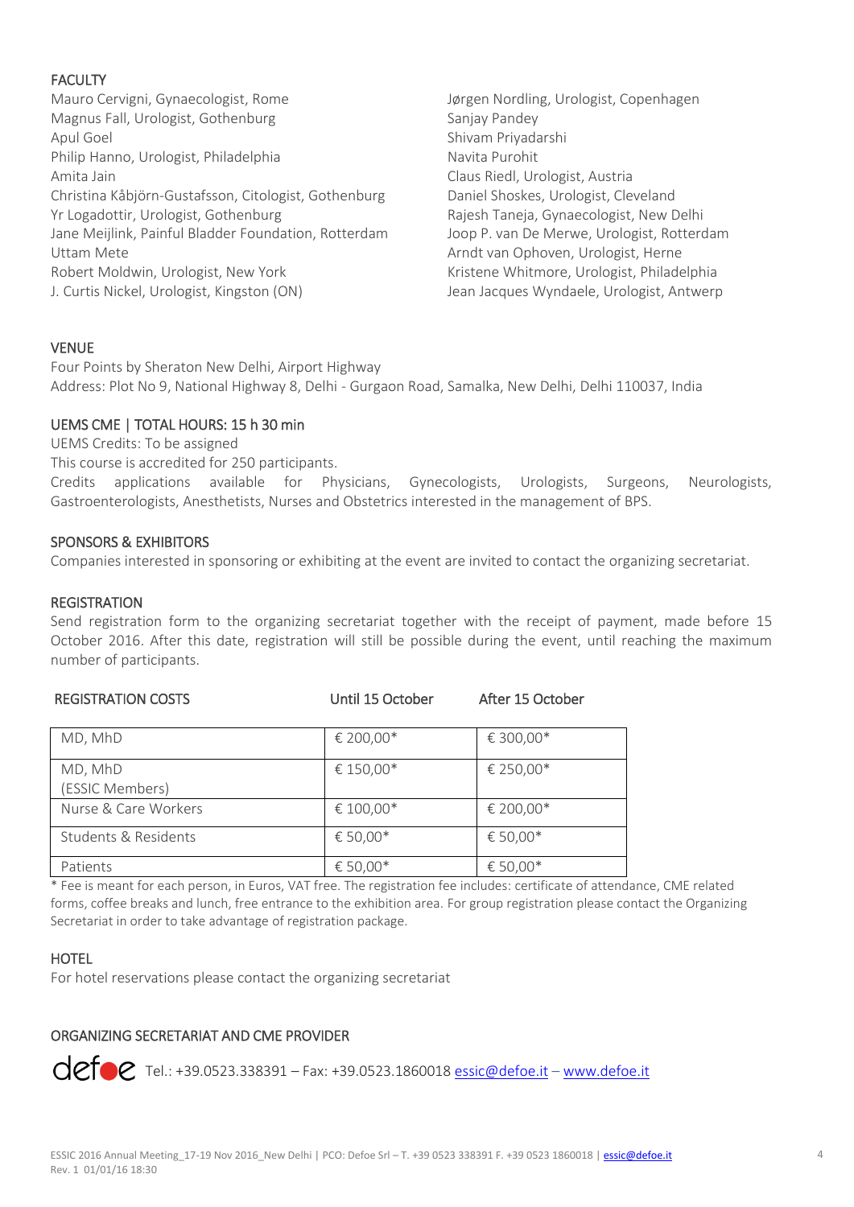## FACULTY

Mauro Cervigni, Gynaecologist, Rome
Magnus Fall, Urologist, Gothenburg
Apul Goel
Philip Hanno, Urologist, Philadelphia
Amita Jain
Christina Kåbjörn-Gustafsson, Citologist, Gothenburg
Yr Logadottir, Urologist, Gothenburg
Jane Meijlink, Painful Bladder Foundation, Rotterdam
Uttam Mete
Robert Moldwin, Urologist, New York
J. Curtis Nickel, Urologist, Kingston (ON)
Jørgen Nordling, Urologist, Copenhagen
Sanjay Pandey
Shivam Priyadarshi
Navita Purohit
Claus Riedl, Urologist, Austria
Daniel Shoskes, Urologist, Cleveland
Rajesh Taneja, Gynaecologist, New Delhi
Joop P. van De Merwe, Urologist, Rotterdam
Arndt van Ophoven, Urologist, Herne
Kristene Whitmore, Urologist, Philadelphia
Jean Jacques Wyndaele, Urologist, Antwerp

## VENUE

Four Points by Sheraton New Delhi, Airport Highway
Address: Plot No 9, National Highway 8, Delhi - Gurgaon Road, Samalka, New Delhi, Delhi 110037, India

## UEMS CME | TOTAL HOURS: 15 h 30 min

UEMS Credits: To be assigned
This course is accredited for 250 participants.
Credits applications available for Physicians, Gynecologists, Urologists, Surgeons, Neurologists, Gastroenterologists, Anesthetists, Nurses and Obstetrics interested in the management of BPS.

## SPONSORS & EXHIBITORS

Companies interested in sponsoring or exhibiting at the event are invited to contact the organizing secretariat.

## REGISTRATION

Send registration form to the organizing secretariat together with the receipt of payment, made before 15 October 2016. After this date, registration will still be possible during the event, until reaching the maximum number of participants.

| REGISTRATION COSTS | Until 15 October | After 15 October |
|---|---|---|
| MD, MhD | € 200,00* | € 300,00* |
| MD, MhD (ESSIC Members) | € 150,00* | € 250,00* |
| Nurse & Care Workers | € 100,00* | € 200,00* |
| Students & Residents | € 50,00* | € 50,00* |
| Patients | € 50,00* | € 50,00* |

* Fee is meant for each person, in Euros, VAT free. The registration fee includes: certificate of attendance, CME related forms, coffee breaks and lunch, free entrance to the exhibition area. For group registration please contact the Organizing Secretariat in order to take advantage of registration package.

## HOTEL

For hotel reservations please contact the organizing secretariat

## ORGANIZING SECRETARIAT AND CME PROVIDER

defoe Tel.: +39.0523.338391 – Fax: +39.0523.1860018 essic@defoe.it – www.defoe.it